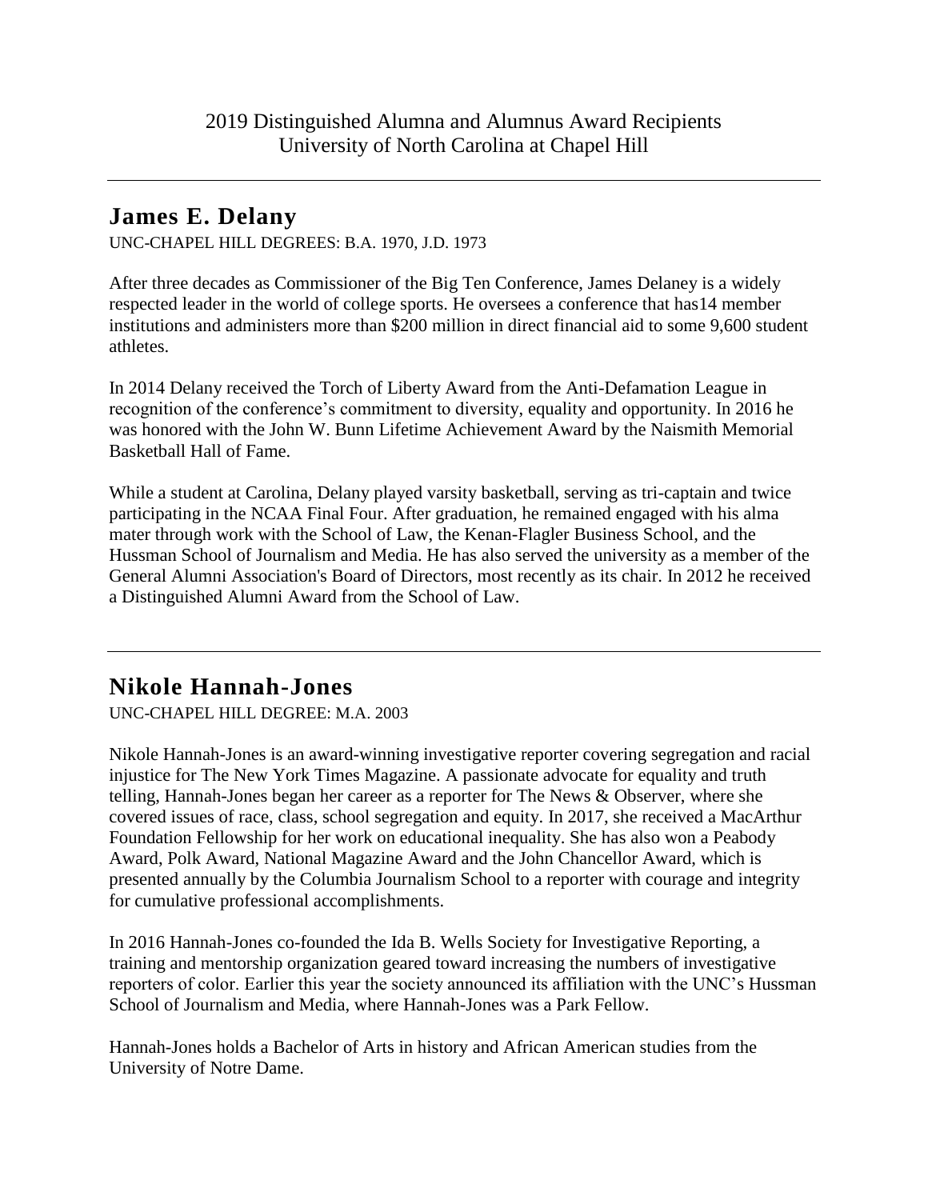2019 Distinguished Alumna and Alumnus Award Recipients
University of North Carolina at Chapel Hill

---

## James E. Delany

UNC-CHAPEL HILL DEGREES: B.A. 1970, J.D. 1973

After three decades as Commissioner of the Big Ten Conference, James Delaney is a widely respected leader in the world of college sports. He oversees a conference that has14 member institutions and administers more than $200 million in direct financial aid to some 9,600 student athletes.

In 2014 Delany received the Torch of Liberty Award from the Anti-Defamation League in recognition of the conference's commitment to diversity, equality and opportunity. In 2016 he was honored with the John W. Bunn Lifetime Achievement Award by the Naismith Memorial Basketball Hall of Fame.

While a student at Carolina, Delany played varsity basketball, serving as tri-captain and twice participating in the NCAA Final Four. After graduation, he remained engaged with his alma mater through work with the School of Law, the Kenan-Flagler Business School, and the Hussman School of Journalism and Media. He has also served the university as a member of the General Alumni Association's Board of Directors, most recently as its chair. In 2012 he received a Distinguished Alumni Award from the School of Law.

---

## Nikole Hannah-Jones

UNC-CHAPEL HILL DEGREE: M.A. 2003

Nikole Hannah-Jones is an award-winning investigative reporter covering segregation and racial injustice for The New York Times Magazine. A passionate advocate for equality and truth telling, Hannah-Jones began her career as a reporter for The News & Observer, where she covered issues of race, class, school segregation and equity. In 2017, she received a MacArthur Foundation Fellowship for her work on educational inequality. She has also won a Peabody Award, Polk Award, National Magazine Award and the John Chancellor Award, which is presented annually by the Columbia Journalism School to a reporter with courage and integrity for cumulative professional accomplishments.

In 2016 Hannah-Jones co-founded the Ida B. Wells Society for Investigative Reporting, a training and mentorship organization geared toward increasing the numbers of investigative reporters of color. Earlier this year the society announced its affiliation with the UNC's Hussman School of Journalism and Media, where Hannah-Jones was a Park Fellow.

Hannah-Jones holds a Bachelor of Arts in history and African American studies from the University of Notre Dame.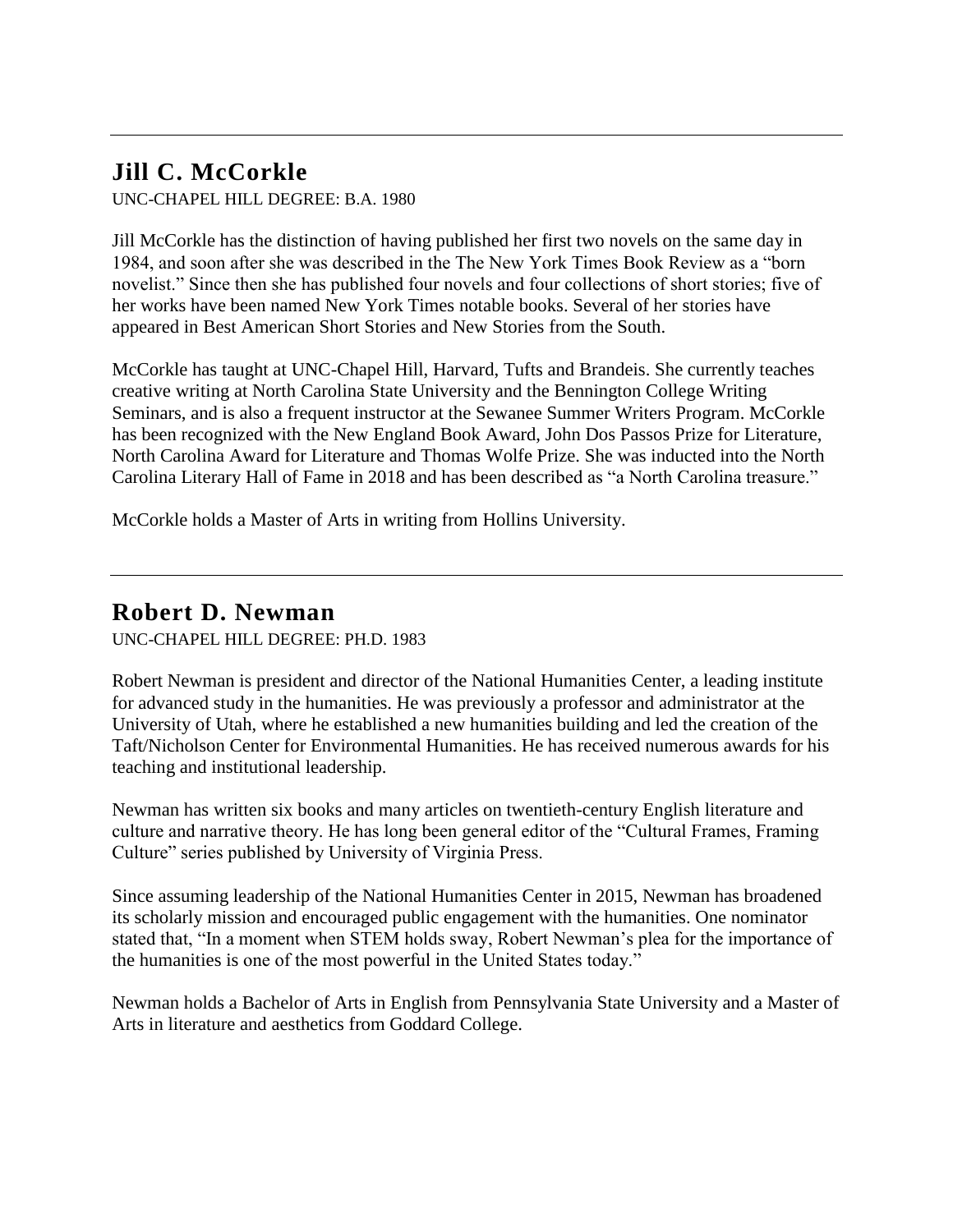---

## Jill C. McCorkle

UNC-CHAPEL HILL DEGREE: B.A. 1980

Jill McCorkle has the distinction of having published her first two novels on the same day in 1984, and soon after she was described in the The New York Times Book Review as a "born novelist." Since then she has published four novels and four collections of short stories; five of her works have been named New York Times notable books. Several of her stories have appeared in Best American Short Stories and New Stories from the South.

McCorkle has taught at UNC-Chapel Hill, Harvard, Tufts and Brandeis. She currently teaches creative writing at North Carolina State University and the Bennington College Writing Seminars, and is also a frequent instructor at the Sewanee Summer Writers Program. McCorkle has been recognized with the New England Book Award, John Dos Passos Prize for Literature, North Carolina Award for Literature and Thomas Wolfe Prize. She was inducted into the North Carolina Literary Hall of Fame in 2018 and has been described as "a North Carolina treasure."

McCorkle holds a Master of Arts in writing from Hollins University.

---

## Robert D. Newman

UNC-CHAPEL HILL DEGREE: PH.D. 1983

Robert Newman is president and director of the National Humanities Center, a leading institute for advanced study in the humanities. He was previously a professor and administrator at the University of Utah, where he established a new humanities building and led the creation of the Taft/Nicholson Center for Environmental Humanities. He has received numerous awards for his teaching and institutional leadership.

Newman has written six books and many articles on twentieth-century English literature and culture and narrative theory. He has long been general editor of the "Cultural Frames, Framing Culture" series published by University of Virginia Press.

Since assuming leadership of the National Humanities Center in 2015, Newman has broadened its scholarly mission and encouraged public engagement with the humanities. One nominator stated that, "In a moment when STEM holds sway, Robert Newman's plea for the importance of the humanities is one of the most powerful in the United States today."

Newman holds a Bachelor of Arts in English from Pennsylvania State University and a Master of Arts in literature and aesthetics from Goddard College.